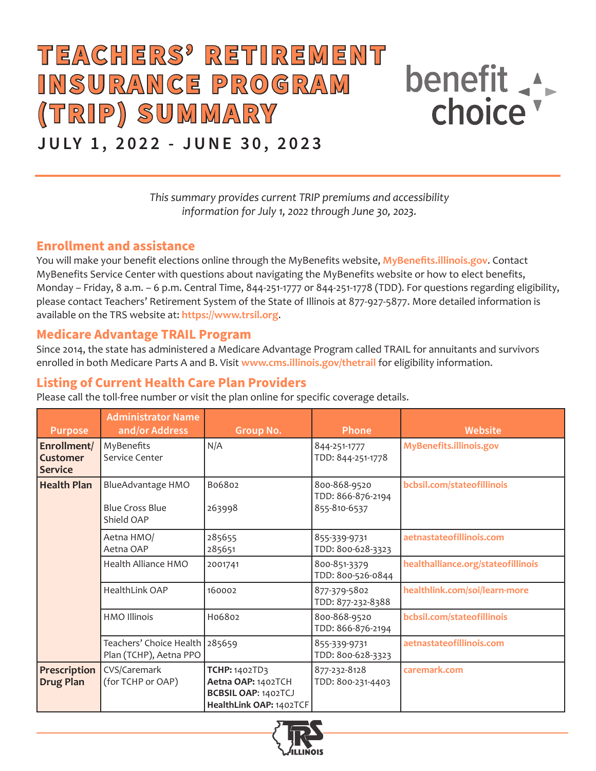# TEACHERS' RETIREMENT INSURANCE PROGRAM (TRIP) SUMMARY

benefit choice

## JULY 1, 2022 - JUNE 30, 2023

*This summary provides current TRIP premiums and accessibility information for July 1, 2022 through June 30, 2023.*

## Enrollment and assistance

You will make your benefit elections online through the MyBenefits website, **MyBenefits.illinois.gov**. Contact MyBenefits Service Center with questions about navigating the MyBenefits website or how to elect benefits, Monday – Friday, 8 a.m. – 6 p.m. Central Time, 844-251-1777 or 844-251-1778 (TDD). For questions regarding eligibility, please contact Teachers' Retirement System of the State of Illinois at 877-927-5877. More detailed information is available on the TRS website at: **https://www.trsil.org**.

## Medicare Advantage TRAIL Program

Since 2014, the state has administered a Medicare Advantage Program called TRAIL for annuitants and survivors enrolled in both Medicare Parts A and B. Visit **www.cms.illinois.gov/thetrail** for eligibility information.

## Listing of Current Health Care Plan Providers

Please call the toll-free number or visit the plan online for specific coverage details.

| Purpose | Administrator Name and/or Address | Group No. | Phone | Website |
|---|---|---|---|---|
| **Enrollment/ Customer Service** | MyBenefits Service Center | N/A | 844-251-1777<br>TDD: 844-251-1778 | **MyBenefits.illinois.gov** |
| **Health Plan** | BlueAdvantage HMO<br><br>Blue Cross Blue Shield OAP | B06802<br><br>263998 | 800-868-9520<br>TDD: 866-876-2194<br>855-810-6537 | **bcbsil.com/stateofillinois** |
| | Aetna HMO/<br>Aetna OAP | 285655<br>285651 | 855-339-9731<br>TDD: 800-628-3323 | **aetnastateofillinois.com** |
| | Health Alliance HMO | 2001741 | 800-851-3379<br>TDD: 800-526-0844 | **healthalliance.org/stateofillinois** |
| | HealthLink OAP | 160002 | 877-379-5802<br>TDD: 877-232-8388 | **healthlink.com/soi/learn-more** |
| | HMO Illinois | H06802 | 800-868-9520<br>TDD: 866-876-2194 | **bcbsil.com/stateofillinois** |
| | Teachers' Choice Health Plan (TCHP), Aetna PPO | 285659 | 855-339-9731<br>TDD: 800-628-3323 | **aetnastateofillinois.com** |
| **Prescription Drug Plan** | CVS/Caremark<br>(for TCHP or OAP) | **TCHP:** 1402TD3<br>**Aetna OAP:** 1402TCH<br>**BCBSIL OAP:** 1402TCJ<br>**HealthLink OAP:** 1402TCF | 877-232-8128<br>TDD: 800-231-4403 | **caremark.com** |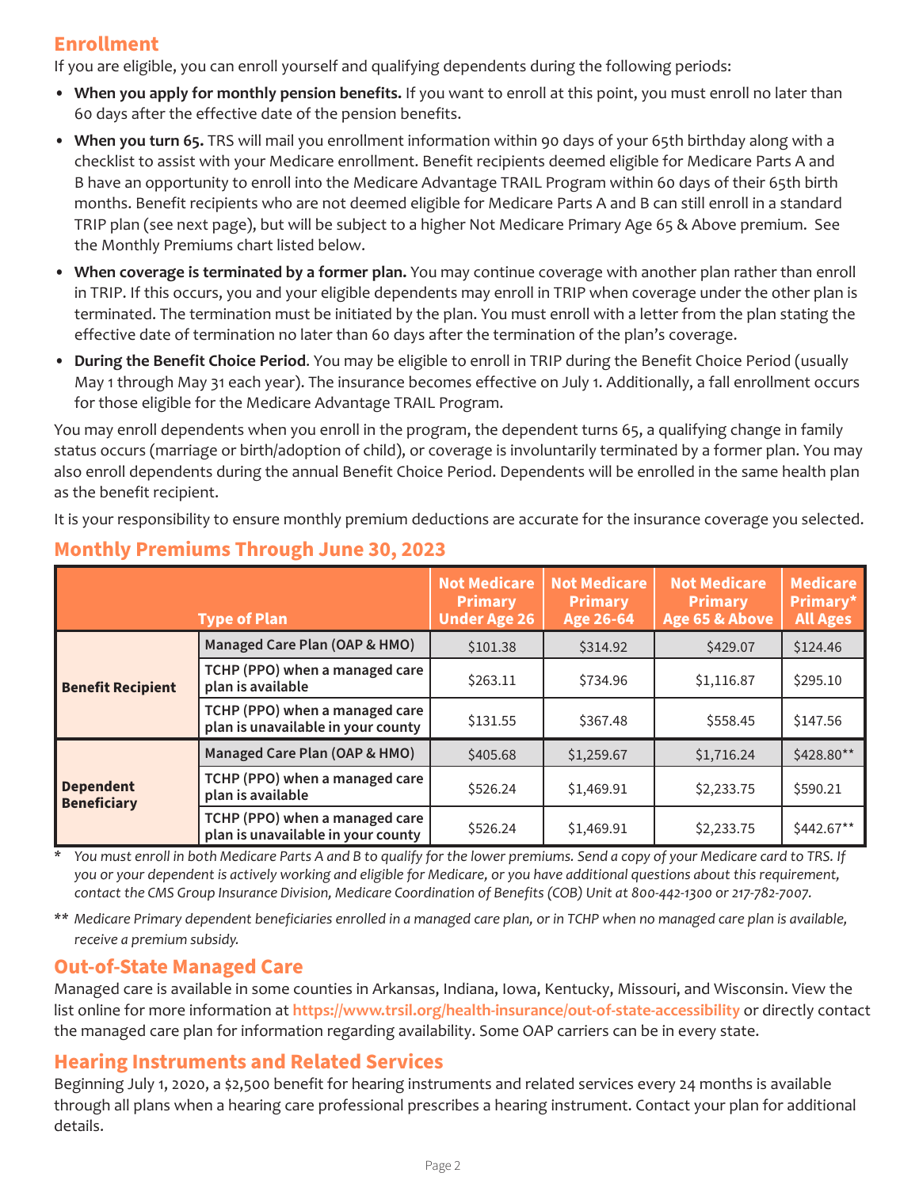## Enrollment

If you are eligible, you can enroll yourself and qualifying dependents during the following periods:

- **When you apply for monthly pension benefits.** If you want to enroll at this point, you must enroll no later than 60 days after the effective date of the pension benefits.
- **When you turn 65.** TRS will mail you enrollment information within 90 days of your 65th birthday along with a checklist to assist with your Medicare enrollment. Benefit recipients deemed eligible for Medicare Parts A and B have an opportunity to enroll into the Medicare Advantage TRAIL Program within 60 days of their 65th birth months. Benefit recipients who are not deemed eligible for Medicare Parts A and B can still enroll in a standard TRIP plan (see next page), but will be subject to a higher Not Medicare Primary Age 65 & Above premium. See the Monthly Premiums chart listed below.
- **When coverage is terminated by a former plan.** You may continue coverage with another plan rather than enroll in TRIP. If this occurs, you and your eligible dependents may enroll in TRIP when coverage under the other plan is terminated. The termination must be initiated by the plan. You must enroll with a letter from the plan stating the effective date of termination no later than 60 days after the termination of the plan's coverage.
- **During the Benefit Choice Period**. You may be eligible to enroll in TRIP during the Benefit Choice Period (usually May 1 through May 31 each year). The insurance becomes effective on July 1. Additionally, a fall enrollment occurs for those eligible for the Medicare Advantage TRAIL Program.

You may enroll dependents when you enroll in the program, the dependent turns 65, a qualifying change in family status occurs (marriage or birth/adoption of child), or coverage is involuntarily terminated by a former plan. You may also enroll dependents during the annual Benefit Choice Period. Dependents will be enrolled in the same health plan as the benefit recipient.

It is your responsibility to ensure monthly premium deductions are accurate for the insurance coverage you selected.

## Monthly Premiums Through June 30, 2023

| Type of Plan | | Not Medicare Primary Under Age 26 | Not Medicare Primary Age 26-64 | Not Medicare Primary Age 65 & Above | Medicare Primary* All Ages |
|---|---|---|---|---|---|
| **Benefit Recipient** | Managed Care Plan (OAP & HMO) | $101.38 | $314.92 | $429.07 | $124.46 |
| | TCHP (PPO) when a managed care plan is available | $263.11 | $734.96 | $1,116.87 | $295.10 |
| | TCHP (PPO) when a managed care plan is unavailable in your county | $131.55 | $367.48 | $558.45 | $147.56 |
| **Dependent Beneficiary** | Managed Care Plan (OAP & HMO) | $405.68 | $1,259.67 | $1,716.24 | $428.80** |
| | TCHP (PPO) when a managed care plan is available | $526.24 | $1,469.91 | $2,233.75 | $590.21 |
| | TCHP (PPO) when a managed care plan is unavailable in your county | $526.24 | $1,469.91 | $2,233.75 | $442.67** |

\* *You must enroll in both Medicare Parts A and B to qualify for the lower premiums. Send a copy of your Medicare card to TRS. If you or your dependent is actively working and eligible for Medicare, or you have additional questions about this requirement, contact the CMS Group Insurance Division, Medicare Coordination of Benefits (COB) Unit at 800-442-1300 or 217-782-7007.*

\*\* *Medicare Primary dependent beneficiaries enrolled in a managed care plan, or in TCHP when no managed care plan is available, receive a premium subsidy.*

## Out-of-State Managed Care

Managed care is available in some counties in Arkansas, Indiana, Iowa, Kentucky, Missouri, and Wisconsin. View the list online for more information at https://www.trsil.org/health-insurance/out-of-state-accessibility or directly contact the managed care plan for information regarding availability. Some OAP carriers can be in every state.

## Hearing Instruments and Related Services

Beginning July 1, 2020, a $2,500 benefit for hearing instruments and related services every 24 months is available through all plans when a hearing care professional prescribes a hearing instrument. Contact your plan for additional details.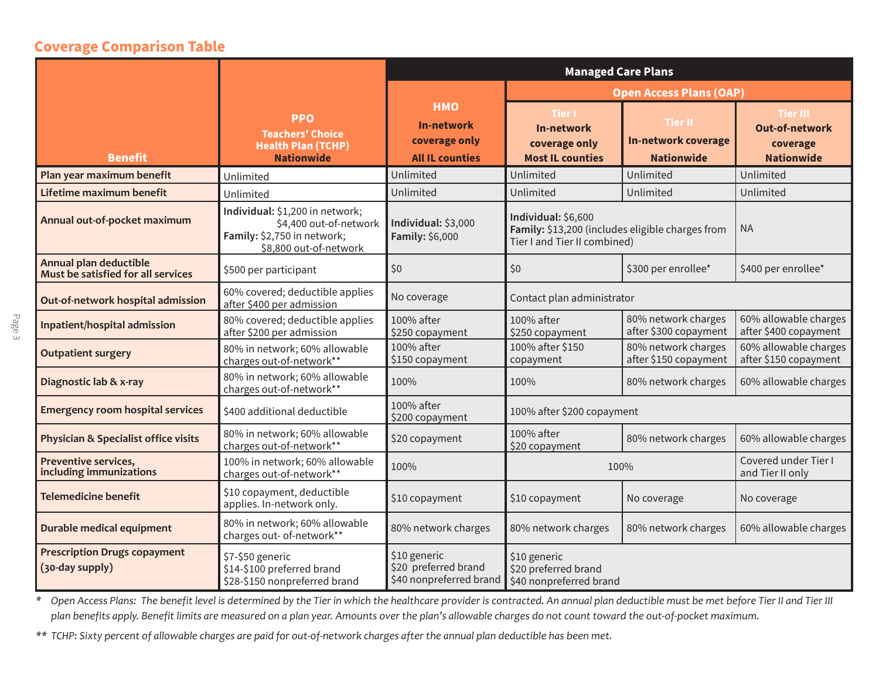## Coverage Comparison Table

| Benefit | PPO Teachers' Choice Health Plan (TCHP) Nationwide | Managed Care Plans | | | |
|---|---|---|---|---|---|
| | | HMO In-network coverage only All IL counties | Open Access Plans (OAP) | | |
| | | | Tier I In-network coverage only Most IL counties | Tier II In-network coverage Nationwide | Tier III Out-of-network coverage Nationwide |
| **Plan year maximum benefit** | Unlimited | Unlimited | Unlimited | Unlimited | Unlimited |
| **Lifetime maximum benefit** | Unlimited | Unlimited | Unlimited | Unlimited | Unlimited |
| **Annual out-of-pocket maximum** | **Individual:** $1,200 in network; $4,400 out-of-network **Family:** $2,750 in network; $8,800 out-of-network | **Individual:** $3,000 **Family:** $6,000 | **Individual:** $6,600 **Family:** $13,200 (includes eligible charges from Tier I and Tier II combined) | | NA |
| **Annual plan deductible Must be satisfied for all services** | $500 per participant | $0 | $0 | $300 per enrollee* | $400 per enrollee* |
| **Out-of-network hospital admission** | 60% covered; deductible applies after $400 per admission | No coverage | Contact plan administrator | | |
| **Inpatient/hospital admission** | 80% covered; deductible applies after $200 per admission | 100% after $250 copayment | 100% after $250 copayment | 80% network charges after $300 copayment | 60% allowable charges after $400 copayment |
| **Outpatient surgery** | 80% in network; 60% allowable charges out-of-network** | 100% after $150 copayment | 100% after $150 copayment | 80% network charges after $150 copayment | 60% allowable charges after $150 copayment |
| **Diagnostic lab & x-ray** | 80% in network; 60% allowable charges out-of-network** | 100% | 100% | 80% network charges | 60% allowable charges |
| **Emergency room hospital services** | $400 additional deductible | 100% after $200 copayment | 100% after $200 copayment | | |
| **Physician & Specialist office visits** | 80% in network; 60% allowable charges out-of-network** | $20 copayment | 100% after $20 copayment | 80% network charges | 60% allowable charges |
| **Preventive services, including immunizations** | 100% in network; 60% allowable charges out-of-network** | 100% | 100% | | Covered under Tier I and Tier II only |
| **Telemedicine benefit** | $10 copayment, deductible applies. In-network only. | $10 copayment | $10 copayment | No coverage | No coverage |
| **Durable medical equipment** | 80% in network; 60% allowable charges out- of-network** | 80% network charges | 80% network charges | 80% network charges | 60% allowable charges |
| **Prescription Drugs copayment (30-day supply)** | $7-$50 generic $14-$100 preferred brand $28-$150 nonpreferred brand | $10 generic $20 preferred brand $40 nonpreferred brand | $10 generic $20 preferred brand $40 nonpreferred brand | | |

\* *Open Access Plans: The benefit level is determined by the Tier in which the healthcare provider is contracted. An annual plan deductible must be met before Tier II and Tier III plan benefits apply. Benefit limits are measured on a plan year. Amounts over the plan's allowable charges do not count toward the out-of-pocket maximum.*

\*\* *TCHP: Sixty percent of allowable charges are paid for out-of-network charges after the annual plan deductible has been met.*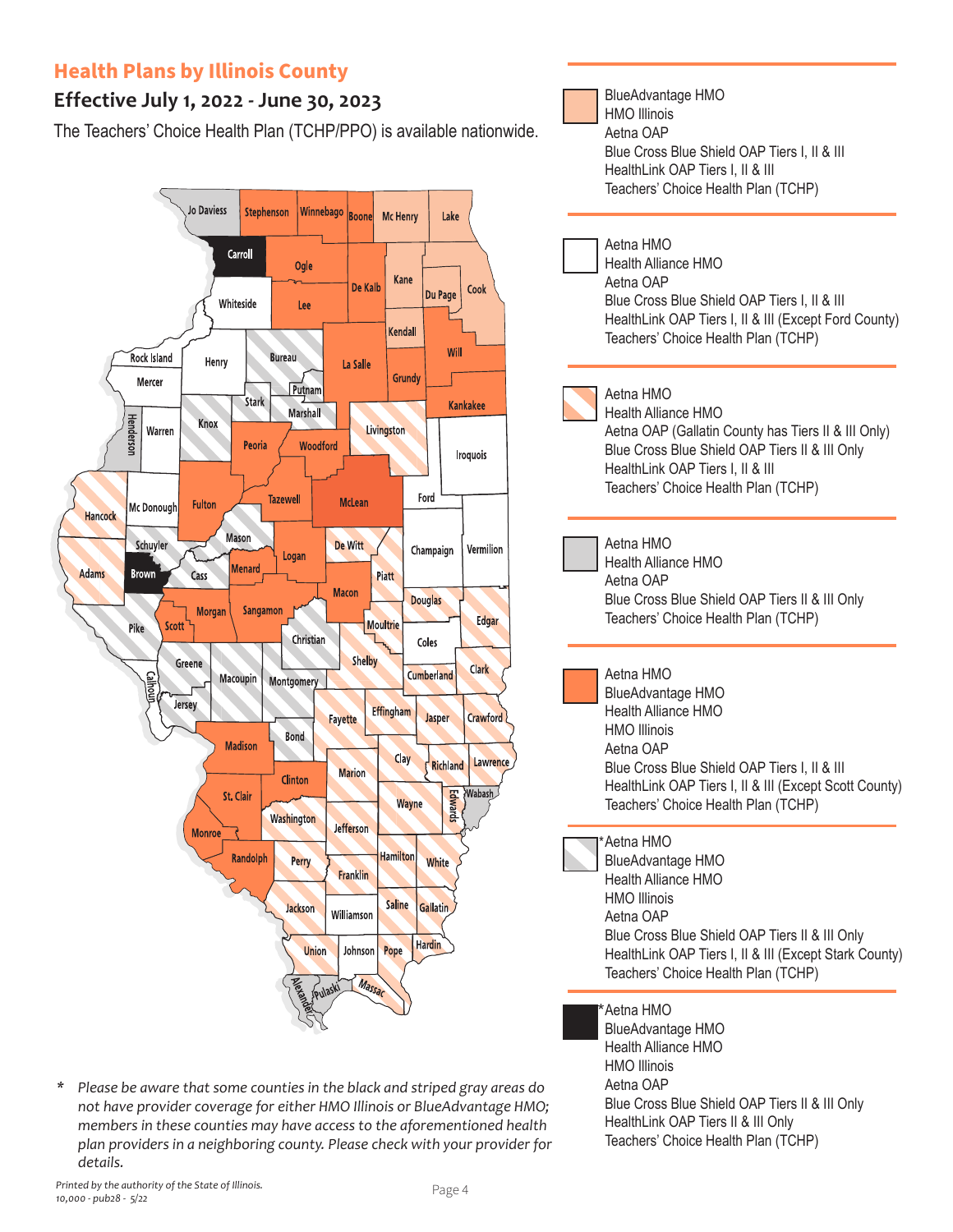## Health Plans by Illinois County

### Effective July 1, 2022 - June 30, 2023

The Teachers' Choice Health Plan (TCHP/PPO) is available nationwide.

Jo Daviess
Stephenson
Winnebago
Boone
Mc Henry
Lake
Carroll
Ogle
De Kalb
Kane
Du Page
Cook
Whiteside
Lee
Kendall
Rock Island
Henry
Bureau
La Salle
Will
Mercer
Putnam
Grundy
Stark
Marshall
Kankakee
Henderson
Warren
Knox
Livingston
Peoria
Woodford
Iroquois
Tazewell
McLean
Ford
Hancock
Mc Donough
Fulton
Mason
De Witt
Champaign
Vermilion
Schuyler
Logan
Adams
Brown
Cass
Menard
Piatt
Macon
Douglas
Morgan
Sangamon
Edgar
Pike
Scott
Moultrie
Christian
Coles
Shelby
Greene
Clark
Calhoun
Macoupin
Montgomery
Cumberland
Jersey
Effingham
Fayette
Jasper
Crawford
Bond
Madison
Clay
Richland
Lawrence
Marion
Clinton
St. Clair
Wabash
Edwards
Wayne
Washington
Jefferson
Monroe
Hamilton
Randolph
Perry
White
Franklin
Jackson
Saline
Williamson
Gallatin
Hardin
Union
Johnson
Pope
Alexander
Pulaski
Massac

**Light orange:**
- BlueAdvantage HMO
- HMO Illinois
- Aetna OAP
- Blue Cross Blue Shield OAP Tiers I, II & III
- HealthLink OAP Tiers I, II & III
- Teachers' Choice Health Plan (TCHP)

**White:**
- Aetna HMO
- Health Alliance HMO
- Aetna OAP
- Blue Cross Blue Shield OAP Tiers I, II & III
- HealthLink OAP Tiers I, II & III (Except Ford County)
- Teachers' Choice Health Plan (TCHP)

**Orange striped:**
- Aetna HMO
- Health Alliance HMO
- Aetna OAP (Gallatin County has Tiers II & III Only)
- Blue Cross Blue Shield OAP Tiers II & III Only
- HealthLink OAP Tiers I, II & III
- Teachers' Choice Health Plan (TCHP)

**Gray:**
- Aetna HMO
- Health Alliance HMO
- Aetna OAP
- Blue Cross Blue Shield OAP Tiers II & III Only
- Teachers' Choice Health Plan (TCHP)

**Dark orange:**
- Aetna HMO
- BlueAdvantage HMO
- Health Alliance HMO
- HMO Illinois
- Aetna OAP
- Blue Cross Blue Shield OAP Tiers I, II & III
- HealthLink OAP Tiers I, II & III (Except Scott County)
- Teachers' Choice Health Plan (TCHP)

**Gray striped:**
- *Aetna HMO
- BlueAdvantage HMO
- Health Alliance HMO
- HMO Illinois
- Aetna OAP
- Blue Cross Blue Shield OAP Tiers II & III Only
- HealthLink OAP Tiers I, II & III (Except Stark County)
- Teachers' Choice Health Plan (TCHP)

**Black:**
- *Aetna HMO
- BlueAdvantage HMO
- Health Alliance HMO
- HMO Illinois
- Aetna OAP
- Blue Cross Blue Shield OAP Tiers II & III Only
- HealthLink OAP Tiers II & III Only
- Teachers' Choice Health Plan (TCHP)

*\* Please be aware that some counties in the black and striped gray areas do not have provider coverage for either HMO Illinois or BlueAdvantage HMO; members in these counties may have access to the aforementioned health plan providers in a neighboring county. Please check with your provider for details.*

*Printed by the authority of the State of Illinois.*
*10,000 - pub28 - 5/22*